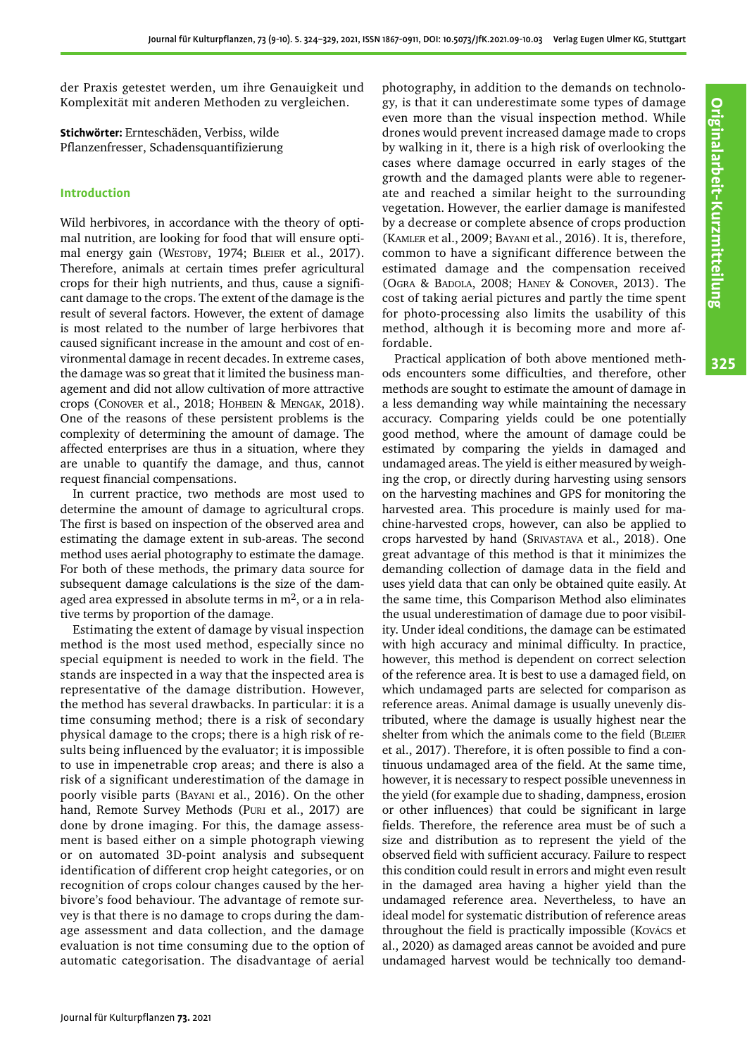der Praxis getestet werden, um ihre Genauigkeit und Komplexität mit anderen Methoden zu vergleichen.

**Stichwörter:** Ernteschäden, Verbiss, wilde Pflanzenfresser, Schadensquantifizierung

## Introduction

Wild herbivores, in accordance with the theory of optimal nutrition, are looking for food that will ensure optimal energy gain (WESTOBY, 1974; BLEIER et al., 2017). Therefore, animals at certain times prefer agricultural crops for their high nutrients, and thus, cause a significant damage to the crops. The extent of the damage is the result of several factors. However, the extent of damage is most related to the number of large herbivores that caused significant increase in the amount and cost of environmental damage in recent decades. In extreme cases, the damage was so great that it limited the business management and did not allow cultivation of more attractive crops (CONOVER et al., 2018; HOHBEIN & MENGAK, 2018). One of the reasons of these persistent problems is the complexity of determining the amount of damage. The affected enterprises are thus in a situation, where they are unable to quantify the damage, and thus, cannot request financial compensations.

In current practice, two methods are most used to determine the amount of damage to agricultural crops. The first is based on inspection of the observed area and estimating the damage extent in sub-areas. The second method uses aerial photography to estimate the damage. For both of these methods, the primary data source for subsequent damage calculations is the size of the damaged area expressed in absolute terms in $m^2$, or a in relative terms by proportion of the damage.

Estimating the extent of damage by visual inspection method is the most used method, especially since no special equipment is needed to work in the field. The stands are inspected in a way that the inspected area is representative of the damage distribution. However, the method has several drawbacks. In particular: it is a time consuming method; there is a risk of secondary physical damage to the crops; there is a high risk of results being influenced by the evaluator; it is impossible to use in impenetrable crop areas; and there is also a risk of a significant underestimation of the damage in poorly visible parts (BAYANI et al., 2016). On the other hand, Remote Survey Methods (PURI et al., 2017) are done by drone imaging. For this, the damage assessment is based either on a simple photograph viewing or on automated 3D-point analysis and subsequent identification of different crop height categories, or on recognition of crops colour changes caused by the herbivore's food behaviour. The advantage of remote survey is that there is no damage to crops during the damage assessment and data collection, and the damage evaluation is not time consuming due to the option of automatic categorisation. The disadvantage of aerial photography, in addition to the demands on technology, is that it can underestimate some types of damage even more than the visual inspection method. While drones would prevent increased damage made to crops by walking in it, there is a high risk of overlooking the cases where damage occurred in early stages of the growth and the damaged plants were able to regenerate and reached a similar height to the surrounding vegetation. However, the earlier damage is manifested by a decrease or complete absence of crops production (KAMLER et al., 2009; BAYANI et al., 2016). It is, therefore, common to have a significant difference between the estimated damage and the compensation received (OGRA & BADOLA, 2008; HANEY & CONOVER, 2013). The cost of taking aerial pictures and partly the time spent for photo-processing also limits the usability of this method, although it is becoming more and more affordable.

Practical application of both above mentioned methods encounters some difficulties, and therefore, other methods are sought to estimate the amount of damage in a less demanding way while maintaining the necessary accuracy. Comparing yields could be one potentially good method, where the amount of damage could be estimated by comparing the yields in damaged and undamaged areas. The yield is either measured by weighing the crop, or directly during harvesting using sensors on the harvesting machines and GPS for monitoring the harvested area. This procedure is mainly used for machine-harvested crops, however, can also be applied to crops harvested by hand (SRIVASTAVA et al., 2018). One great advantage of this method is that it minimizes the demanding collection of damage data in the field and uses yield data that can only be obtained quite easily. At the same time, this Comparison Method also eliminates the usual underestimation of damage due to poor visibility. Under ideal conditions, the damage can be estimated with high accuracy and minimal difficulty. In practice, however, this method is dependent on correct selection of the reference area. It is best to use a damaged field, on which undamaged parts are selected for comparison as reference areas. Animal damage is usually unevenly distributed, where the damage is usually highest near the shelter from which the animals come to the field (BLEIER et al., 2017). Therefore, it is often possible to find a continuous undamaged area of the field. At the same time, however, it is necessary to respect possible unevenness in the yield (for example due to shading, dampness, erosion or other influences) that could be significant in large fields. Therefore, the reference area must be of such a size and distribution as to represent the yield of the observed field with sufficient accuracy. Failure to respect this condition could result in errors and might even result in the damaged area having a higher yield than the undamaged reference area. Nevertheless, to have an ideal model for systematic distribution of reference areas throughout the field is practically impossible (KOVÁCS et al., 2020) as damaged areas cannot be avoided and pure undamaged harvest would be technically too demand-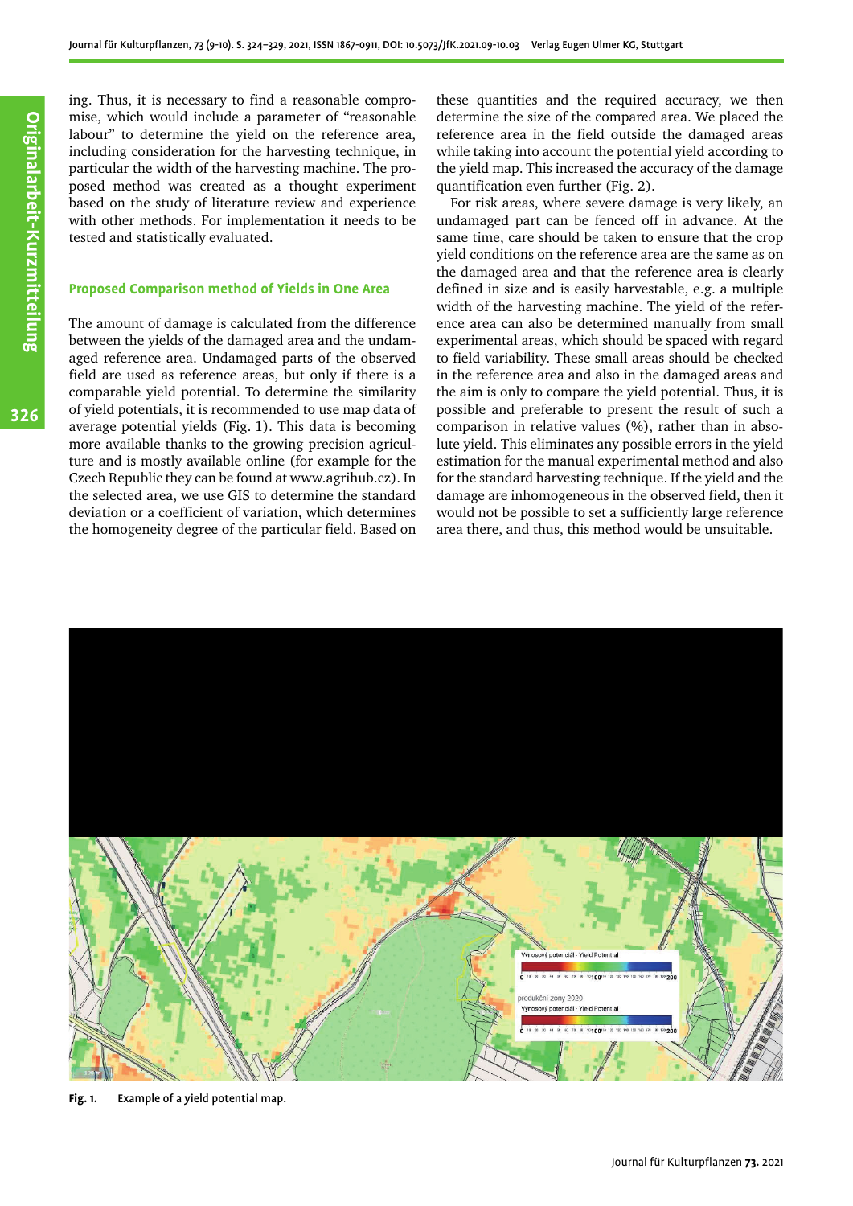ing. Thus, it is necessary to find a reasonable compromise, which would include a parameter of "reasonable labour" to determine the yield on the reference area, including consideration for the harvesting technique, in particular the width of the harvesting machine. The proposed method was created as a thought experiment based on the study of literature review and experience with other methods. For implementation it needs to be tested and statistically evaluated.

## Proposed Comparison method of Yields in One Area

The amount of damage is calculated from the difference between the yields of the damaged area and the undamaged reference area. Undamaged parts of the observed field are used as reference areas, but only if there is a comparable yield potential. To determine the similarity of yield potentials, it is recommended to use map data of average potential yields (Fig. 1). This data is becoming more available thanks to the growing precision agriculture and is mostly available online (for example for the Czech Republic they can be found at www.agrihub.cz). In the selected area, we use GIS to determine the standard deviation or a coefficient of variation, which determines the homogeneity degree of the particular field. Based on these quantities and the required accuracy, we then determine the size of the compared area. We placed the reference area in the field outside the damaged areas while taking into account the potential yield according to the yield map. This increased the accuracy of the damage quantification even further (Fig. 2).

For risk areas, where severe damage is very likely, an undamaged part can be fenced off in advance. At the same time, care should be taken to ensure that the crop yield conditions on the reference area are the same as on the damaged area and that the reference area is clearly defined in size and is easily harvestable, e.g. a multiple width of the harvesting machine. The yield of the reference area can also be determined manually from small experimental areas, which should be spaced with regard to field variability. These small areas should be checked in the reference area and also in the damaged areas and the aim is only to compare the yield potential. Thus, it is possible and preferable to present the result of such a comparison in relative values (%), rather than in absolute yield. This eliminates any possible errors in the yield estimation for the manual experimental method and also for the standard harvesting technique. If the yield and the damage are inhomogeneous in the observed field, then it would not be possible to set a sufficiently large reference area there, and thus, this method would be unsuitable.

**Fig. 1.** Example of a yield potential map.